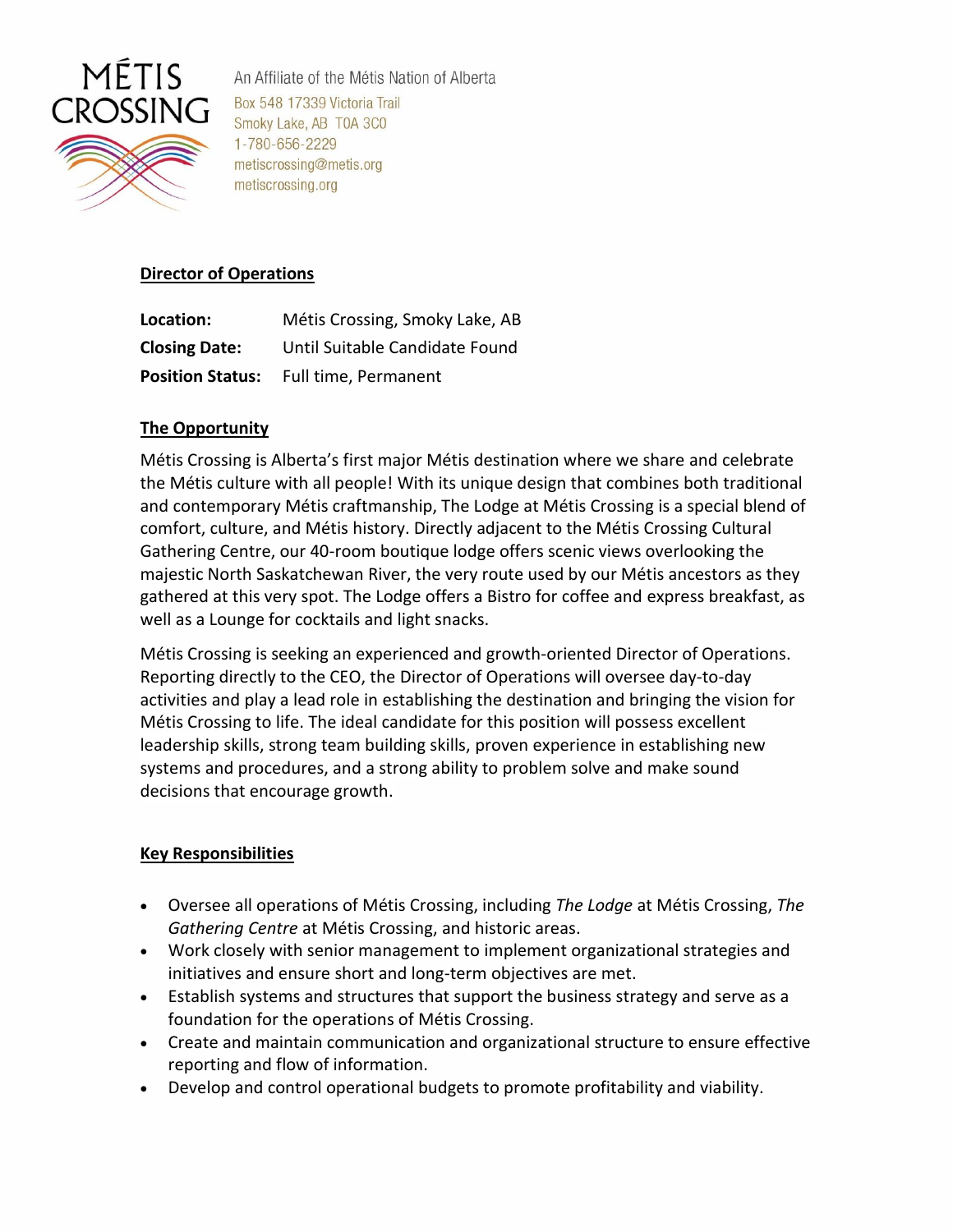MÉTIS CROSSING

An Affiliate of the Métis Nation of Alberta
Box 548 17339 Victoria Trail
Smoky Lake, AB T0A 3C0
1-780-656-2229
metiscrossing@metis.org
metiscrossing.org

## Director of Operations

**Location:** Métis Crossing, Smoky Lake, AB
**Closing Date:** Until Suitable Candidate Found
**Position Status:** Full time, Permanent

### The Opportunity

Métis Crossing is Alberta's first major Métis destination where we share and celebrate the Métis culture with all people! With its unique design that combines both traditional and contemporary Métis craftmanship, The Lodge at Métis Crossing is a special blend of comfort, culture, and Métis history. Directly adjacent to the Métis Crossing Cultural Gathering Centre, our 40-room boutique lodge offers scenic views overlooking the majestic North Saskatchewan River, the very route used by our Métis ancestors as they gathered at this very spot. The Lodge offers a Bistro for coffee and express breakfast, as well as a Lounge for cocktails and light snacks.

Métis Crossing is seeking an experienced and growth-oriented Director of Operations. Reporting directly to the CEO, the Director of Operations will oversee day-to-day activities and play a lead role in establishing the destination and bringing the vision for Métis Crossing to life. The ideal candidate for this position will possess excellent leadership skills, strong team building skills, proven experience in establishing new systems and procedures, and a strong ability to problem solve and make sound decisions that encourage growth.

### Key Responsibilities

- Oversee all operations of Métis Crossing, including *The Lodge* at Métis Crossing, *The Gathering Centre* at Métis Crossing, and historic areas.
- Work closely with senior management to implement organizational strategies and initiatives and ensure short and long-term objectives are met.
- Establish systems and structures that support the business strategy and serve as a foundation for the operations of Métis Crossing.
- Create and maintain communication and organizational structure to ensure effective reporting and flow of information.
- Develop and control operational budgets to promote profitability and viability.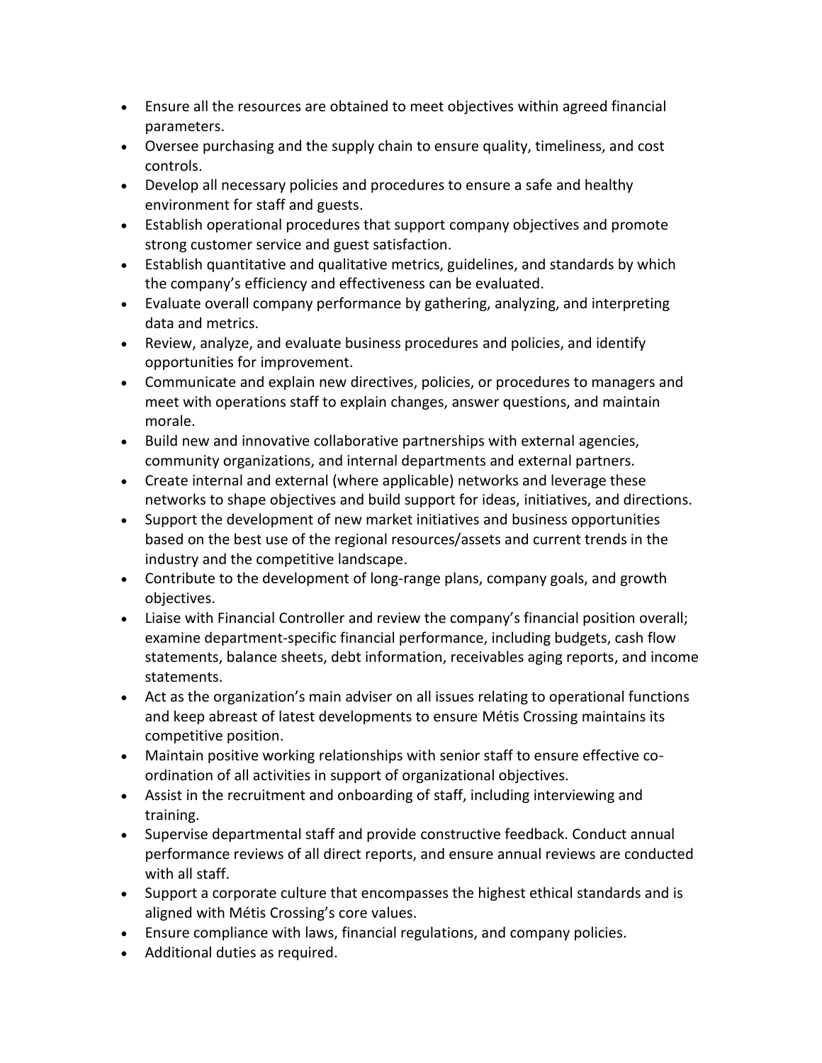- Ensure all the resources are obtained to meet objectives within agreed financial parameters.
- Oversee purchasing and the supply chain to ensure quality, timeliness, and cost controls.
- Develop all necessary policies and procedures to ensure a safe and healthy environment for staff and guests.
- Establish operational procedures that support company objectives and promote strong customer service and guest satisfaction.
- Establish quantitative and qualitative metrics, guidelines, and standards by which the company's efficiency and effectiveness can be evaluated.
- Evaluate overall company performance by gathering, analyzing, and interpreting data and metrics.
- Review, analyze, and evaluate business procedures and policies, and identify opportunities for improvement.
- Communicate and explain new directives, policies, or procedures to managers and meet with operations staff to explain changes, answer questions, and maintain morale.
- Build new and innovative collaborative partnerships with external agencies, community organizations, and internal departments and external partners.
- Create internal and external (where applicable) networks and leverage these networks to shape objectives and build support for ideas, initiatives, and directions.
- Support the development of new market initiatives and business opportunities based on the best use of the regional resources/assets and current trends in the industry and the competitive landscape.
- Contribute to the development of long-range plans, company goals, and growth objectives.
- Liaise with Financial Controller and review the company's financial position overall; examine department-specific financial performance, including budgets, cash flow statements, balance sheets, debt information, receivables aging reports, and income statements.
- Act as the organization's main adviser on all issues relating to operational functions and keep abreast of latest developments to ensure Métis Crossing maintains its competitive position.
- Maintain positive working relationships with senior staff to ensure effective co-ordination of all activities in support of organizational objectives.
- Assist in the recruitment and onboarding of staff, including interviewing and training.
- Supervise departmental staff and provide constructive feedback. Conduct annual performance reviews of all direct reports, and ensure annual reviews are conducted with all staff.
- Support a corporate culture that encompasses the highest ethical standards and is aligned with Métis Crossing's core values.
- Ensure compliance with laws, financial regulations, and company policies.
- Additional duties as required.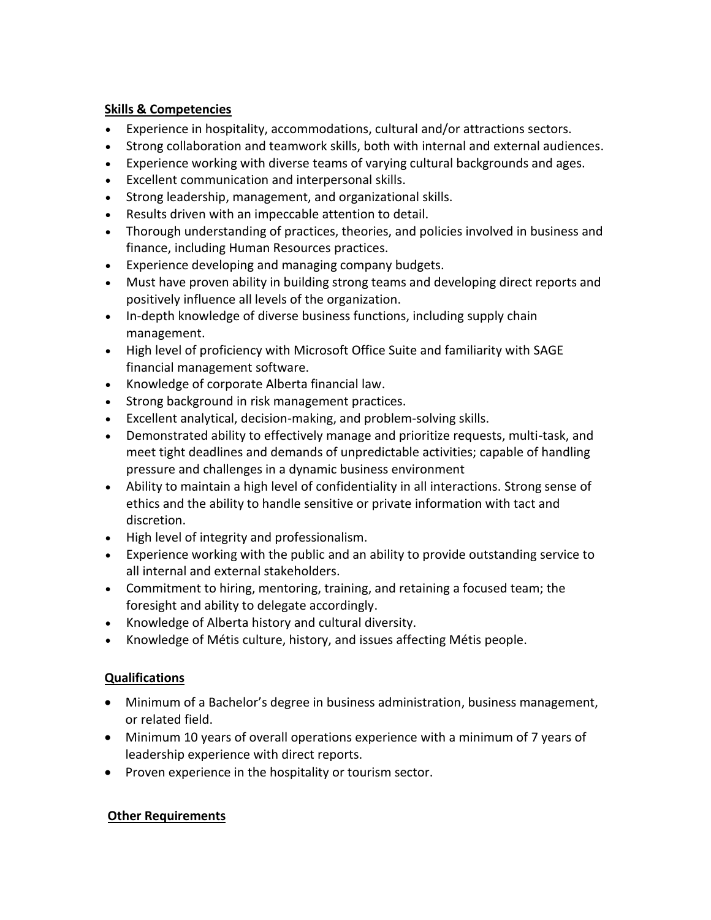**Skills & Competencies**

- Experience in hospitality, accommodations, cultural and/or attractions sectors.
- Strong collaboration and teamwork skills, both with internal and external audiences.
- Experience working with diverse teams of varying cultural backgrounds and ages.
- Excellent communication and interpersonal skills.
- Strong leadership, management, and organizational skills.
- Results driven with an impeccable attention to detail.
- Thorough understanding of practices, theories, and policies involved in business and finance, including Human Resources practices.
- Experience developing and managing company budgets.
- Must have proven ability in building strong teams and developing direct reports and positively influence all levels of the organization.
- In-depth knowledge of diverse business functions, including supply chain management.
- High level of proficiency with Microsoft Office Suite and familiarity with SAGE financial management software.
- Knowledge of corporate Alberta financial law.
- Strong background in risk management practices.
- Excellent analytical, decision-making, and problem-solving skills.
- Demonstrated ability to effectively manage and prioritize requests, multi-task, and meet tight deadlines and demands of unpredictable activities; capable of handling pressure and challenges in a dynamic business environment
- Ability to maintain a high level of confidentiality in all interactions. Strong sense of ethics and the ability to handle sensitive or private information with tact and discretion.
- High level of integrity and professionalism.
- Experience working with the public and an ability to provide outstanding service to all internal and external stakeholders.
- Commitment to hiring, mentoring, training, and retaining a focused team; the foresight and ability to delegate accordingly.
- Knowledge of Alberta history and cultural diversity.
- Knowledge of Métis culture, history, and issues affecting Métis people.

**Qualifications**

- Minimum of a Bachelor's degree in business administration, business management, or related field.
- Minimum 10 years of overall operations experience with a minimum of 7 years of leadership experience with direct reports.
- Proven experience in the hospitality or tourism sector.

**Other Requirements**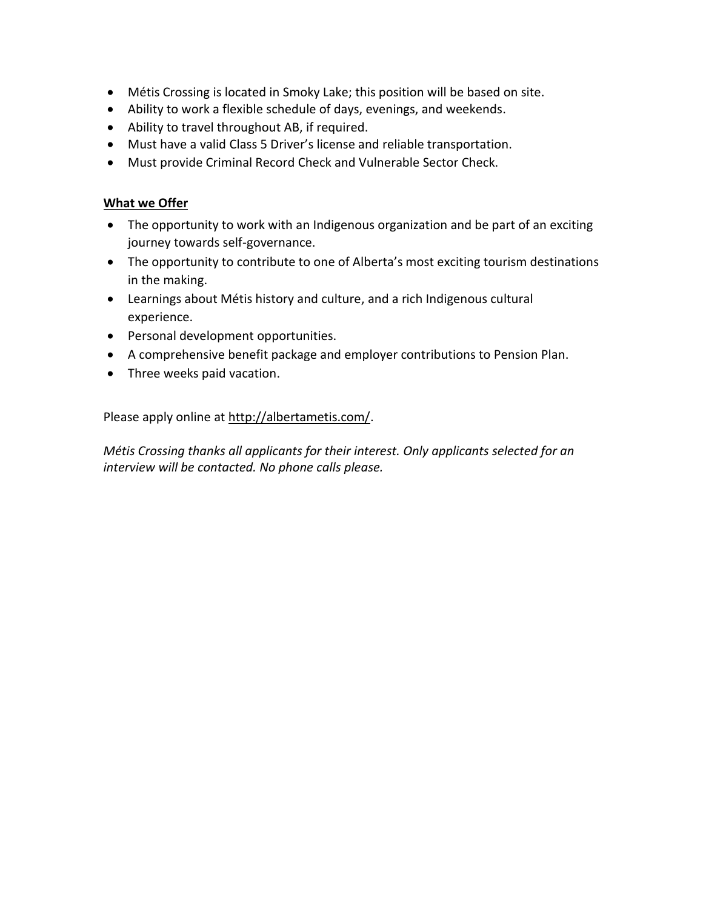- Métis Crossing is located in Smoky Lake; this position will be based on site.
- Ability to work a flexible schedule of days, evenings, and weekends.
- Ability to travel throughout AB, if required.
- Must have a valid Class 5 Driver's license and reliable transportation.
- Must provide Criminal Record Check and Vulnerable Sector Check.

**<u>What we Offer</u>**

- The opportunity to work with an Indigenous organization and be part of an exciting journey towards self-governance.
- The opportunity to contribute to one of Alberta's most exciting tourism destinations in the making.
- Learnings about Métis history and culture, and a rich Indigenous cultural experience.
- Personal development opportunities.
- A comprehensive benefit package and employer contributions to Pension Plan.
- Three weeks paid vacation.

Please apply online at http://albertametis.com/.

*Métis Crossing thanks all applicants for their interest. Only applicants selected for an interview will be contacted. No phone calls please.*